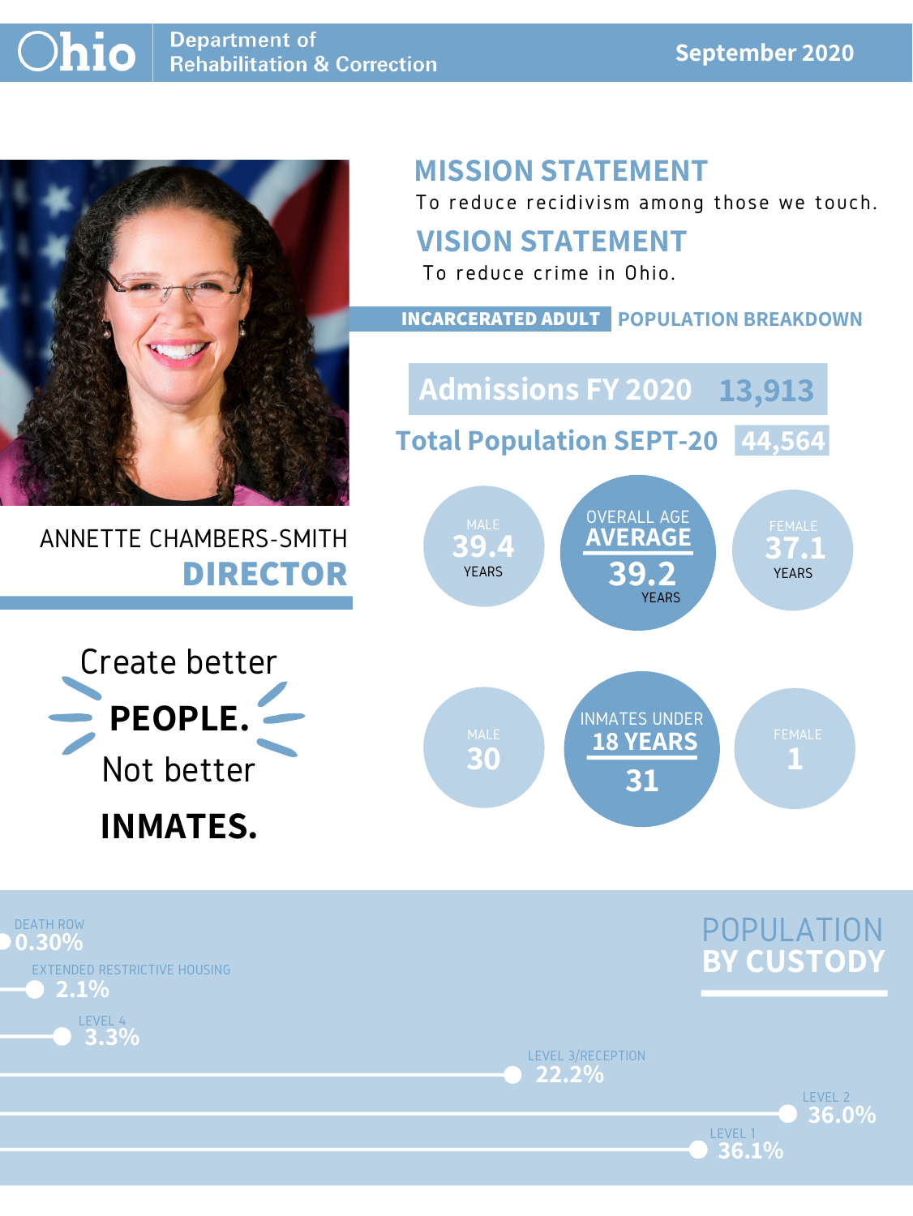# Ohio Department of Rehabilitation & Correction

September 2020

ANNETTE CHAMBERS-SMITH
**DIRECTOR**

Create better **PEOPLE.** Not better **INMATES.**

## MISSION STATEMENT

To reduce recidivism among those we touch.

## VISION STATEMENT

To reduce crime in Ohio.

## INCARCERATED ADULT POPULATION BREAKDOWN

**Admissions FY 2020** 13,913

**Total Population SEPT-20** 44,564

MALE 39.4 YEARS

OVERALL AGE **AVERAGE** 39.2 YEARS

FEMALE 37.1 YEARS

MALE 30

INMATES UNDER **18 YEARS** 31

FEMALE 1

## POPULATION BY CUSTODY

DEATH ROW
0.30%

EXTENDED RESTRICTIVE HOUSING
2.1%

LEVEL 4
3.3%

LEVEL 3/RECEPTION
22.2%

LEVEL 2
36.0%

LEVEL 1
36.1%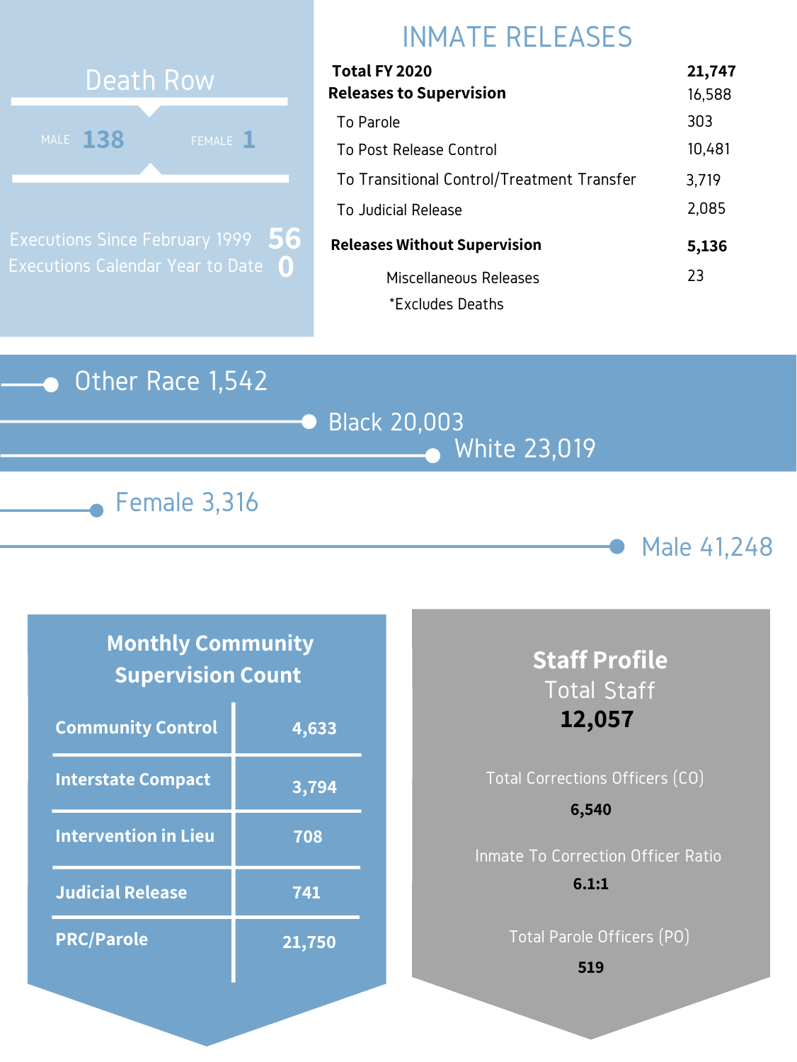## Death Row

MALE **138** FEMALE **1**

Executions Since February 1999 **56**

Executions Calendar Year to Date **0**

## INMATE RELEASES

| | |
|---|---|
| **Total FY 2020** | **21,747** |
| **Releases to Supervision** | 16,588 |
| To Parole | 303 |
| To Post Release Control | 10,481 |
| To Transitional Control/Treatment Transfer | 3,719 |
| To Judicial Release | 2,085 |
| **Releases Without Supervision** | **5,136** |
| Miscellaneous Releases | 23 |

*Excludes Deaths

Other Race 1,542

Black 20,003

White 23,019

Female 3,316

Male 41,248

## Monthly Community Supervision Count

| | |
|---|---|
| **Community Control** | **4,633** |
| **Interstate Compact** | **3,794** |
| **Intervention in Lieu** | **708** |
| **Judicial Release** | **741** |
| **PRC/Parole** | **21,750** |

## Staff Profile

Total Staff

**12,057**

Total Corrections Officers (CO)

**6,540**

Inmate To Correction Officer Ratio

**6.1:1**

Total Parole Officers (PO)

**519**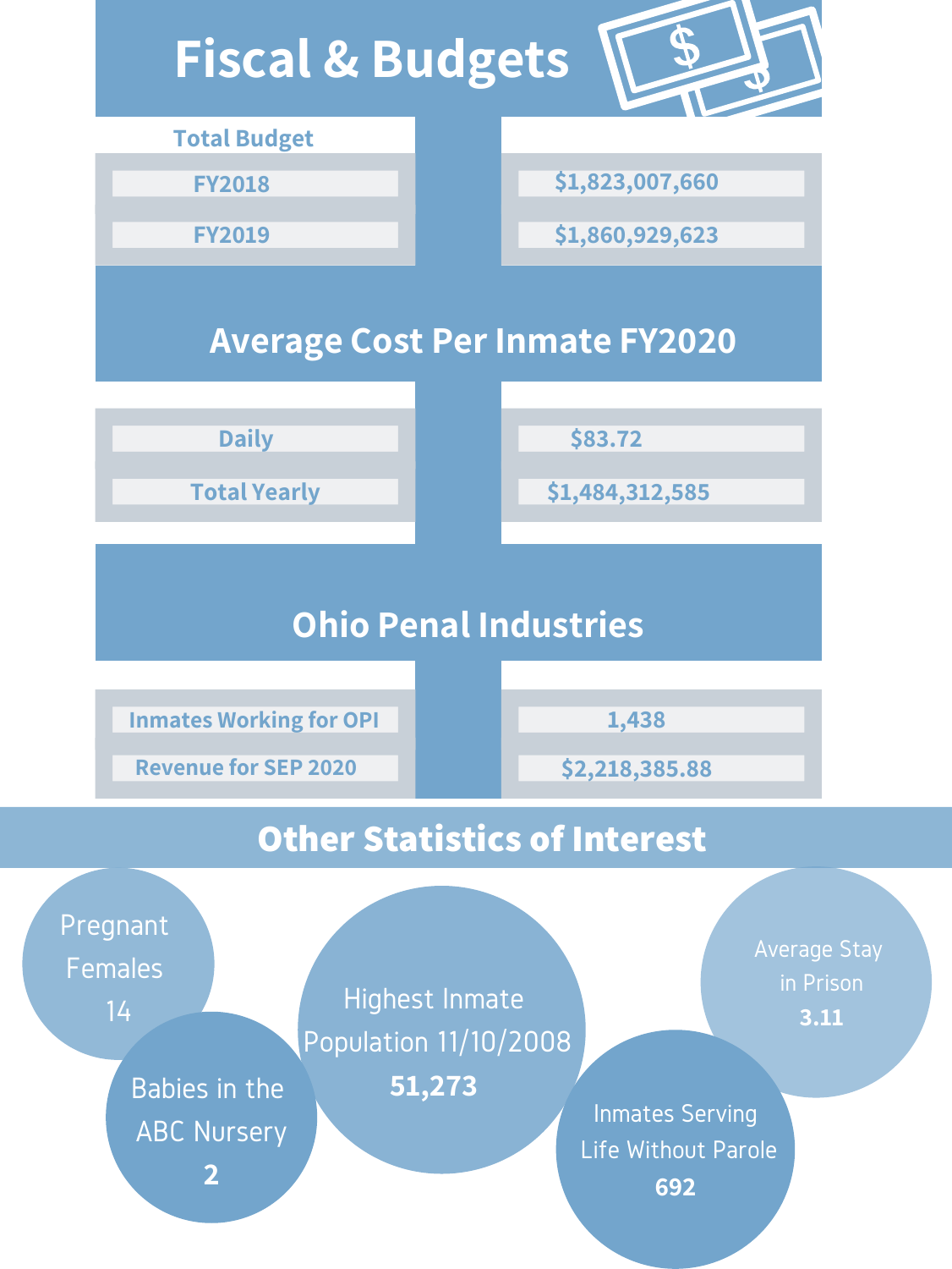# Fiscal & Budgets

## Total Budget

| | |
|---|---|
| FY2018 | $1,823,007,660 |
| FY2019 | $1,860,929,623 |

## Average Cost Per Inmate FY2020

| | |
|---|---|
| Daily | $83.72 |
| Total Yearly | $1,484,312,585 |

## Ohio Penal Industries

| | |
|---|---|
| Inmates Working for OPI | 1,438 |
| Revenue for SEP 2020 | $2,218,385.88 |

## Other Statistics of Interest

Pregnant Females 14

Babies in the ABC Nursery **2**

Highest Inmate Population 11/10/2008 **51,273**

Inmates Serving Life Without Parole **692**

Average Stay in Prison **3.11**